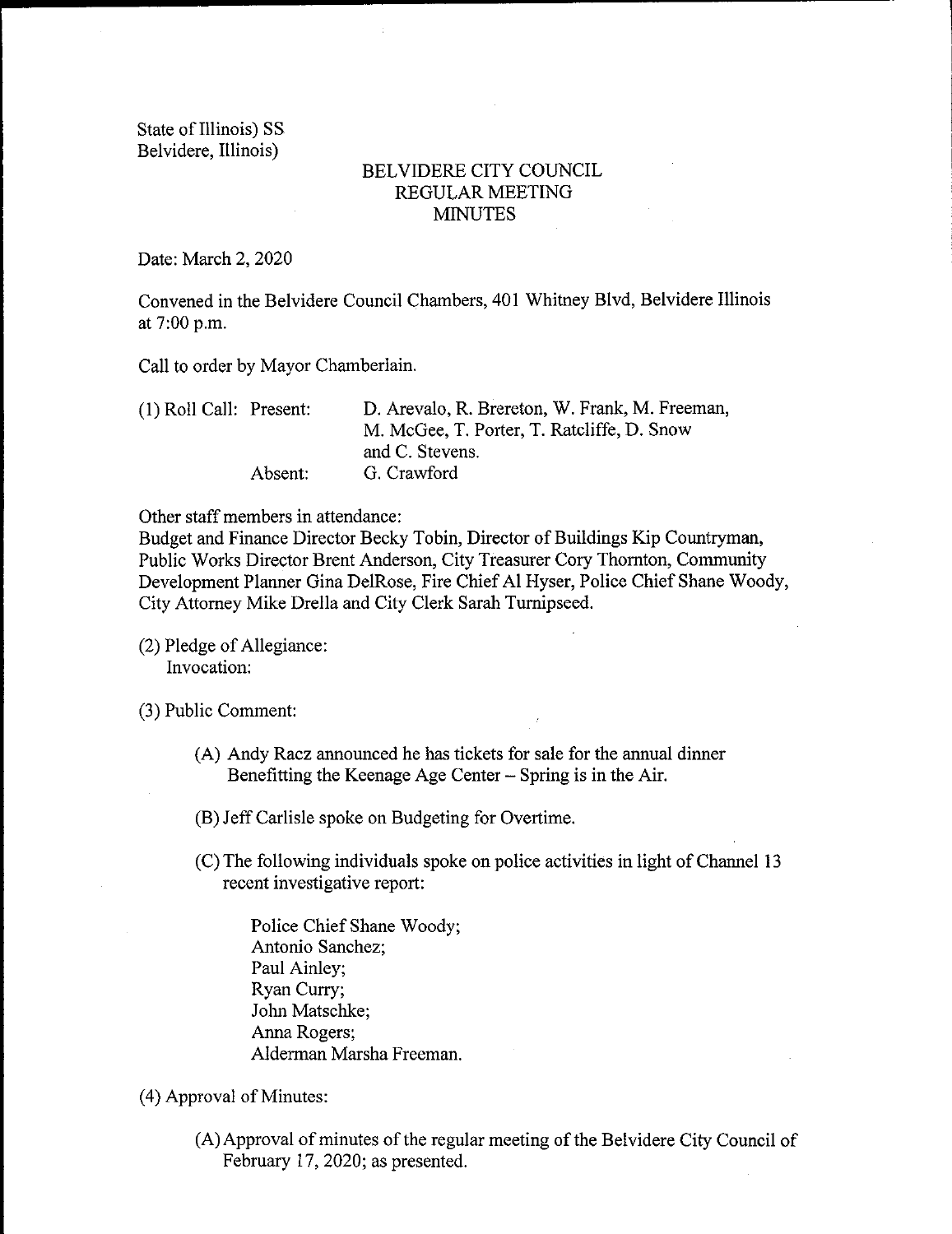State of Illinois) SS
Belvidere, Illinois)

# BELVIDERE CITY COUNCIL
## REGULAR MEETING
## MINUTES

Date: March 2, 2020

Convened in the Belvidere Council Chambers, 401 Whitney Blvd, Belvidere Illinois at 7:00 p.m.

Call to order by Mayor Chamberlain.

(1) Roll Call: Present: D. Arevalo, R. Brereton, W. Frank, M. Freeman, M. McGee, T. Porter, T. Ratcliffe, D. Snow and C. Stevens.
Absent: G. Crawford

Other staff members in attendance:
Budget and Finance Director Becky Tobin, Director of Buildings Kip Countryman, Public Works Director Brent Anderson, City Treasurer Cory Thornton, Community Development Planner Gina DelRose, Fire Chief Al Hyser, Police Chief Shane Woody, City Attorney Mike Drella and City Clerk Sarah Turnipseed.

(2) Pledge of Allegiance:
Invocation:

(3) Public Comment:

(A) Andy Racz announced he has tickets for sale for the annual dinner Benefitting the Keenage Age Center – Spring is in the Air.

(B) Jeff Carlisle spoke on Budgeting for Overtime.

(C) The following individuals spoke on police activities in light of Channel 13 recent investigative report:

Police Chief Shane Woody;
Antonio Sanchez;
Paul Ainley;
Ryan Curry;
John Matschke;
Anna Rogers;
Alderman Marsha Freeman.

(4) Approval of Minutes:

(A) Approval of minutes of the regular meeting of the Belvidere City Council of February 17, 2020; as presented.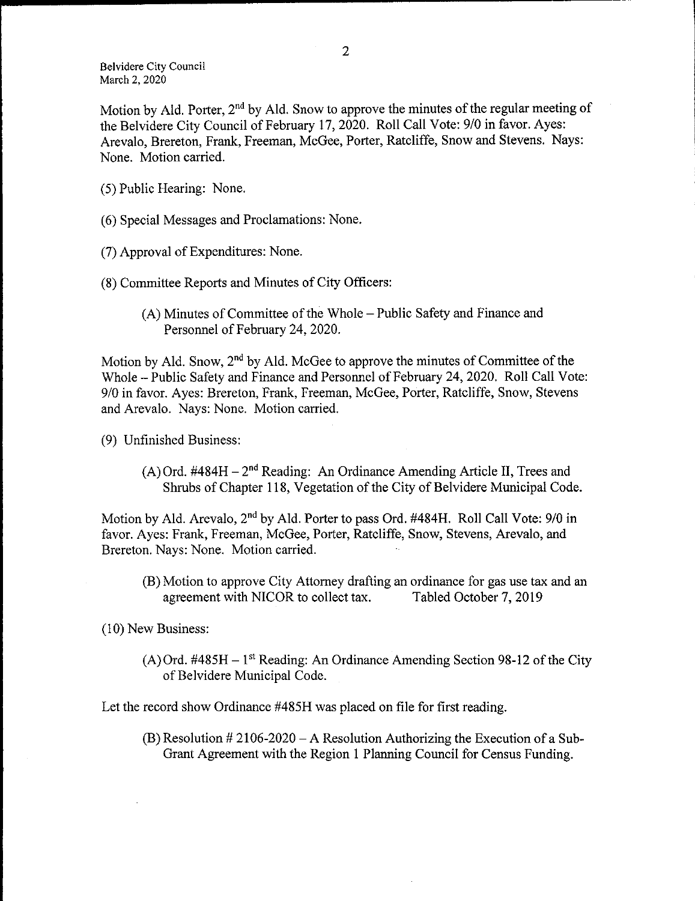Motion by Ald. Porter, 2nd by Ald. Snow to approve the minutes of the regular meeting of the Belvidere City Council of February 17, 2020. Roll Call Vote: 9/0 in favor. Ayes: Arevalo, Brereton, Frank, Freeman, McGee, Porter, Ratcliffe, Snow and Stevens. Nays: None. Motion carried.

(5) Public Hearing: None.

(6) Special Messages and Proclamations: None.

(7) Approval of Expenditures: None.

(8) Committee Reports and Minutes of City Officers:

(A) Minutes of Committee of the Whole – Public Safety and Finance and Personnel of February 24, 2020.

Motion by Ald. Snow, 2nd by Ald. McGee to approve the minutes of Committee of the Whole – Public Safety and Finance and Personnel of February 24, 2020. Roll Call Vote: 9/0 in favor. Ayes: Brereton, Frank, Freeman, McGee, Porter, Ratcliffe, Snow, Stevens and Arevalo. Nays: None. Motion carried.

(9) Unfinished Business:

(A) Ord. #484H – 2nd Reading: An Ordinance Amending Article II, Trees and Shrubs of Chapter 118, Vegetation of the City of Belvidere Municipal Code.

Motion by Ald. Arevalo, 2nd by Ald. Porter to pass Ord. #484H. Roll Call Vote: 9/0 in favor. Ayes: Frank, Freeman, McGee, Porter, Ratcliffe, Snow, Stevens, Arevalo, and Brereton. Nays: None. Motion carried.

(B) Motion to approve City Attorney drafting an ordinance for gas use tax and an agreement with NICOR to collect tax. Tabled October 7, 2019

(10) New Business:

(A) Ord. #485H – 1st Reading: An Ordinance Amending Section 98-12 of the City of Belvidere Municipal Code.

Let the record show Ordinance #485H was placed on file for first reading.

(B) Resolution # 2106-2020 – A Resolution Authorizing the Execution of a Sub-Grant Agreement with the Region 1 Planning Council for Census Funding.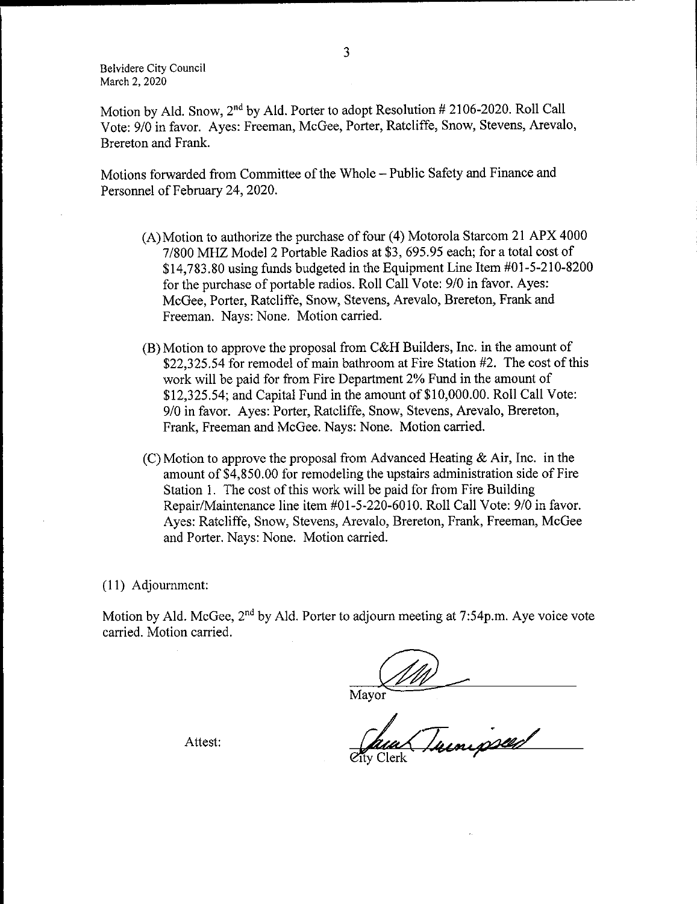Motion by Ald. Snow, 2nd by Ald. Porter to adopt Resolution # 2106-2020. Roll Call Vote: 9/0 in favor. Ayes: Freeman, McGee, Porter, Ratcliffe, Snow, Stevens, Arevalo, Brereton and Frank.

Motions forwarded from Committee of the Whole – Public Safety and Finance and Personnel of February 24, 2020.

(A) Motion to authorize the purchase of four (4) Motorola Starcom 21 APX 4000 7/800 MHZ Model 2 Portable Radios at $3, 695.95 each; for a total cost of $14,783.80 using funds budgeted in the Equipment Line Item #01-5-210-8200 for the purchase of portable radios. Roll Call Vote: 9/0 in favor. Ayes: McGee, Porter, Ratcliffe, Snow, Stevens, Arevalo, Brereton, Frank and Freeman. Nays: None. Motion carried.

(B) Motion to approve the proposal from C&H Builders, Inc. in the amount of $22,325.54 for remodel of main bathroom at Fire Station #2. The cost of this work will be paid for from Fire Department 2% Fund in the amount of $12,325.54; and Capital Fund in the amount of $10,000.00. Roll Call Vote: 9/0 in favor. Ayes: Porter, Ratcliffe, Snow, Stevens, Arevalo, Brereton, Frank, Freeman and McGee. Nays: None. Motion carried.

(C) Motion to approve the proposal from Advanced Heating & Air, Inc. in the amount of $4,850.00 for remodeling the upstairs administration side of Fire Station 1. The cost of this work will be paid for from Fire Building Repair/Maintenance line item #01-5-220-6010. Roll Call Vote: 9/0 in favor. Ayes: Ratcliffe, Snow, Stevens, Arevalo, Brereton, Frank, Freeman, McGee and Porter. Nays: None. Motion carried.

(11) Adjournment:

Motion by Ald. McGee, 2nd by Ald. Porter to adjourn meeting at 7:54p.m. Aye voice vote carried. Motion carried.

Mayor

Attest:

City Clerk